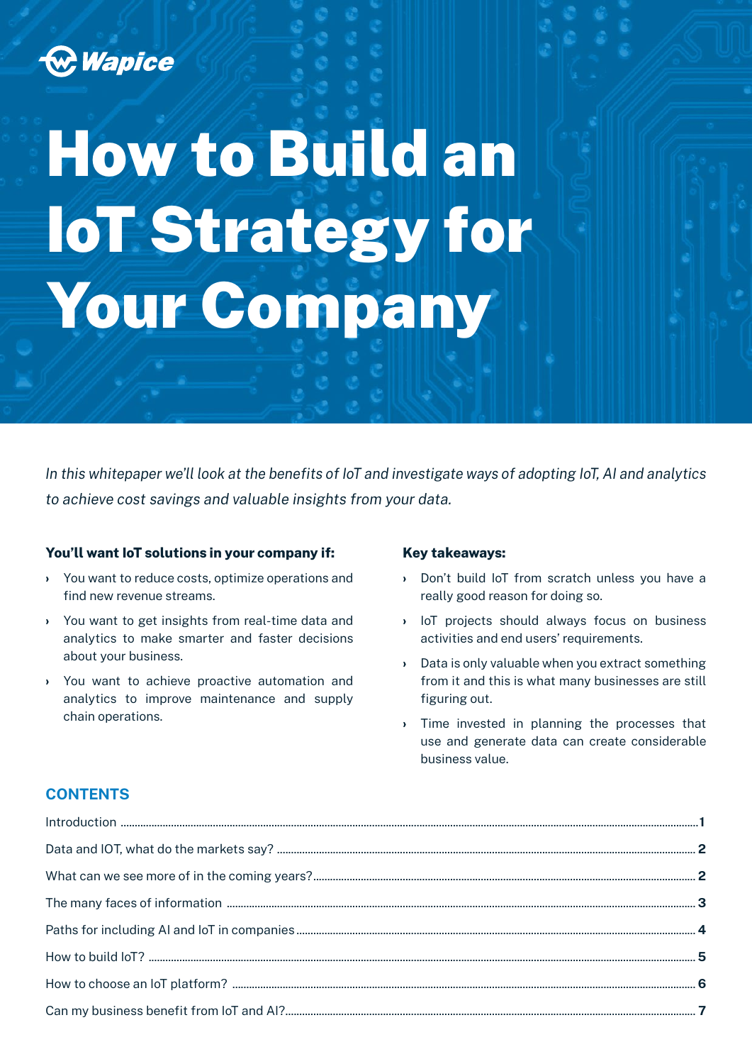Wapice

# How to Build an IoT Strategy for Your Company

*In this whitepaper we'll look at the benefits of IoT and investigate ways of adopting IoT, AI and analytics to achieve cost savings and valuable insights from your data.*

**You'll want IoT solutions in your company if:**

- You want to reduce costs, optimize operations and find new revenue streams.
- You want to get insights from real-time data and analytics to make smarter and faster decisions about your business.
- You want to achieve proactive automation and analytics to improve maintenance and supply chain operations.

**Key takeaways:**

- Don't build IoT from scratch unless you have a really good reason for doing so.
- IoT projects should always focus on business activities and end users' requirements.
- Data is only valuable when you extract something from it and this is what many businesses are still figuring out.
- Time invested in planning the processes that use and generate data can create considerable business value.

## CONTENTS

| | |
|---|---|
| Introduction | 1 |
| Data and IOT, what do the markets say? | 2 |
| What can we see more of in the coming years? | 2 |
| The many faces of information | 3 |
| Paths for including AI and IoT in companies | 4 |
| How to build IoT? | 5 |
| How to choose an IoT platform? | 6 |
| Can my business benefit from IoT and AI? | 7 |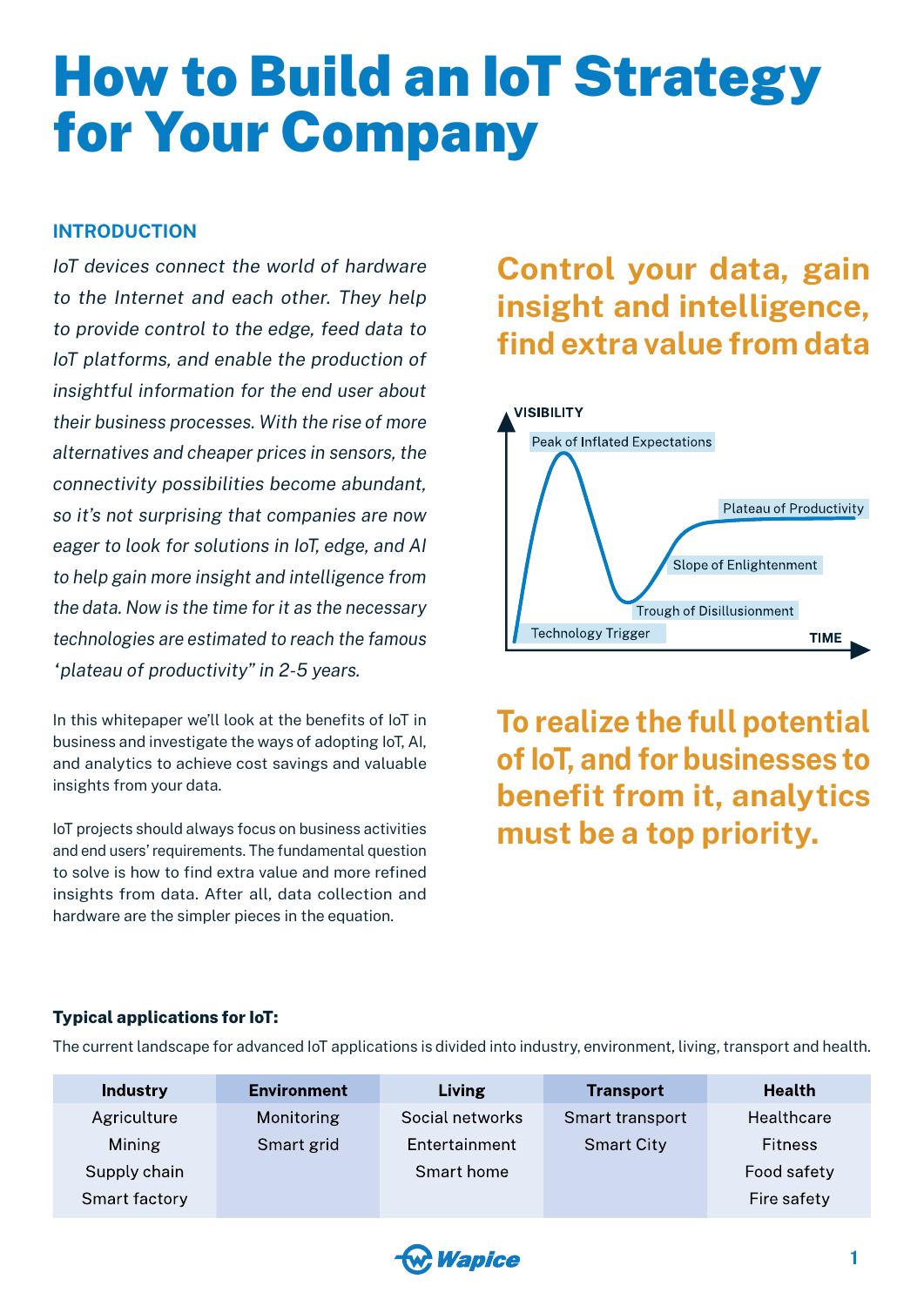# How to Build an IoT Strategy for Your Company

## INTRODUCTION

*IoT devices connect the world of hardware to the Internet and each other. They help to provide control to the edge, feed data to IoT platforms, and enable the production of insightful information for the end user about their business processes. With the rise of more alternatives and cheaper prices in sensors, the connectivity possibilities become abundant, so it's not surprising that companies are now eager to look for solutions in IoT, edge, and AI to help gain more insight and intelligence from the data. Now is the time for it as the necessary technologies are estimated to reach the famous 'plateau of productivity" in 2-5 years.*

In this whitepaper we'll look at the benefits of IoT in business and investigate the ways of adopting IoT, AI, and analytics to achieve cost savings and valuable insights from your data.

IoT projects should always focus on business activities and end users' requirements. The fundamental question to solve is how to find extra value and more refined insights from data. After all, data collection and hardware are the simpler pieces in the equation.

**Control your data, gain insight and intelligence, find extra value from data**

VISIBILITY

Peak of Inflated Expectations

Plateau of Productivity

Slope of Enlightenment

Trough of Disillusionment

Technology Trigger

TIME

**To realize the full potential of IoT, and for businesses to benefit from it, analytics must be a top priority.**

**Typical applications for IoT:**

The current landscape for advanced IoT applications is divided into industry, environment, living, transport and health.

| Industry | Environment | Living | Transport | Health |
|---|---|---|---|---|
| Agriculture | Monitoring | Social networks | Smart transport | Healthcare |
| Mining | Smart grid | Entertainment | Smart City | Fitness |
| Supply chain | | Smart home | | Food safety |
| Smart factory | | | | Fire safety |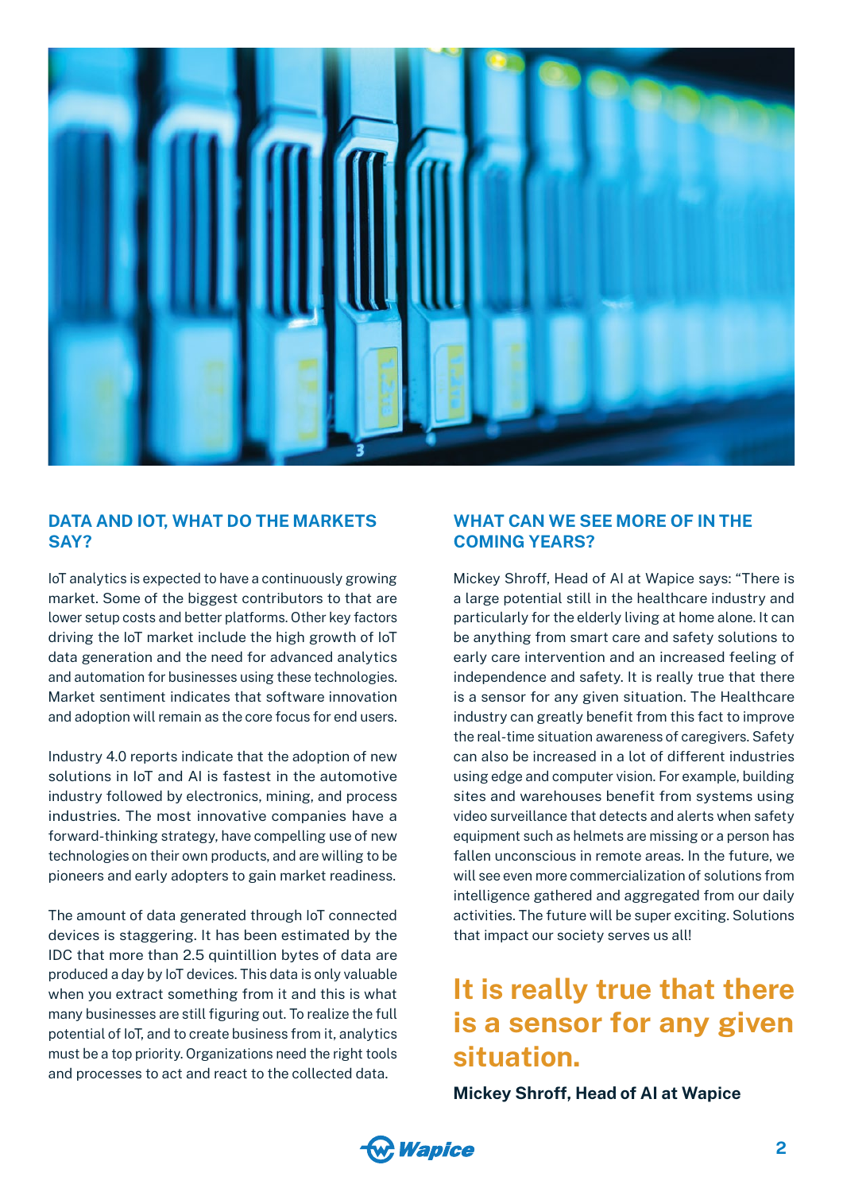## DATA AND IOT, WHAT DO THE MARKETS SAY?

IoT analytics is expected to have a continuously growing market. Some of the biggest contributors to that are lower setup costs and better platforms. Other key factors driving the IoT market include the high growth of IoT data generation and the need for advanced analytics and automation for businesses using these technologies. Market sentiment indicates that software innovation and adoption will remain as the core focus for end users.

Industry 4.0 reports indicate that the adoption of new solutions in IoT and AI is fastest in the automotive industry followed by electronics, mining, and process industries. The most innovative companies have a forward-thinking strategy, have compelling use of new technologies on their own products, and are willing to be pioneers and early adopters to gain market readiness.

The amount of data generated through IoT connected devices is staggering. It has been estimated by the IDC that more than 2.5 quintillion bytes of data are produced a day by IoT devices. This data is only valuable when you extract something from it and this is what many businesses are still figuring out. To realize the full potential of IoT, and to create business from it, analytics must be a top priority. Organizations need the right tools and processes to act and react to the collected data.

## WHAT CAN WE SEE MORE OF IN THE COMING YEARS?

Mickey Shroff, Head of AI at Wapice says: "There is a large potential still in the healthcare industry and particularly for the elderly living at home alone. It can be anything from smart care and safety solutions to early care intervention and an increased feeling of independence and safety. It is really true that there is a sensor for any given situation. The Healthcare industry can greatly benefit from this fact to improve the real-time situation awareness of caregivers. Safety can also be increased in a lot of different industries using edge and computer vision. For example, building sites and warehouses benefit from systems using video surveillance that detects and alerts when safety equipment such as helmets are missing or a person has fallen unconscious in remote areas. In the future, we will see even more commercialization of solutions from intelligence gathered and aggregated from our daily activities. The future will be super exciting. Solutions that impact our society serves us all!

> **It is really true that there is a sensor for any given situation.**
>
> **Mickey Shroff, Head of AI at Wapice**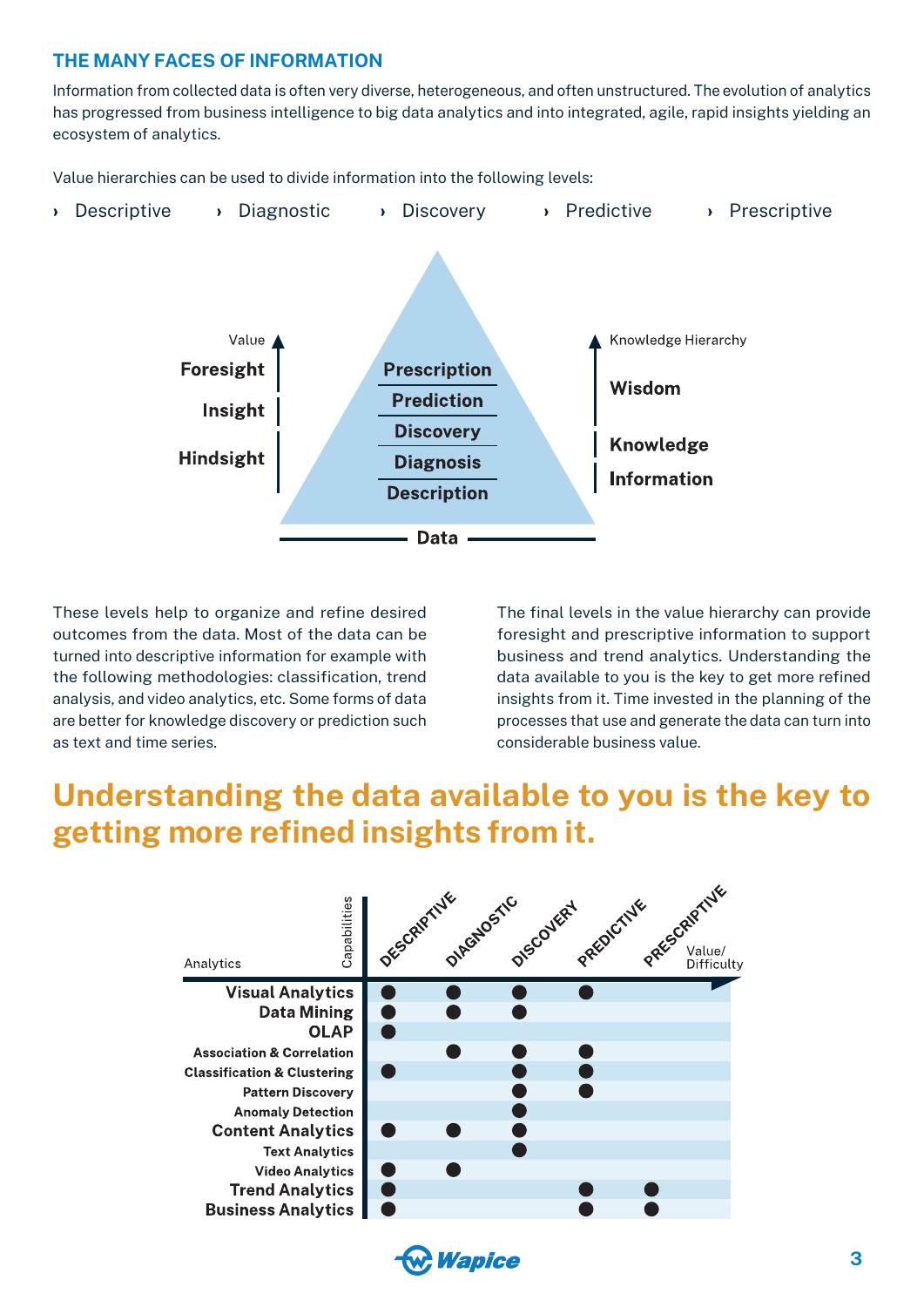## THE MANY FACES OF INFORMATION

Information from collected data is often very diverse, heterogeneous, and often unstructured. The evolution of analytics has progressed from business intelligence to big data analytics and into integrated, agile, rapid insights yielding an ecosystem of analytics.

Value hierarchies can be used to divide information into the following levels:

- Descriptive
- Diagnostic
- Discovery
- Predictive
- Prescriptive

| Value | Levels | Knowledge Hierarchy |
|---|---|---|
| Foresight | Prescription | Wisdom |
| | Prediction | Wisdom |
| Insight | Discovery | Knowledge |
| Hindsight | Diagnosis | Information |
| Hindsight | Description | Information |
| | Data | |

These levels help to organize and refine desired outcomes from the data. Most of the data can be turned into descriptive information for example with the following methodologies: classification, trend analysis, and video analytics, etc. Some forms of data are better for knowledge discovery or prediction such as text and time series.

The final levels in the value hierarchy can provide foresight and prescriptive information to support business and trend analytics. Understanding the data available to you is the key to get more refined insights from it. Time invested in the planning of the processes that use and generate the data can turn into considerable business value.

## Understanding the data available to you is the key to getting more refined insights from it.

| Analytics / Capabilities | Descriptive | Diagnostic | Discovery | Predictive | Prescriptive |
|---|---|---|---|---|---|
| **Visual Analytics** | ● | ● | ● | ● | |
| **Data Mining** | ● | ● | ● | | |
| **OLAP** | ● | | | | |
| Association & Correlation | | ● | ● | ● | |
| Classification & Clustering | ● | | ● | ● | |
| Pattern Discovery | | | ● | ● | |
| Anomaly Detection | | | ● | | |
| **Content Analytics** | ● | ● | ● | | |
| Text Analytics | | | ● | | |
| Video Analytics | ● | ● | | | |
| **Trend Analytics** | ● | | | ● | ● |
| **Business Analytics** | ● | | | ● | ● |

Value/ Difficulty →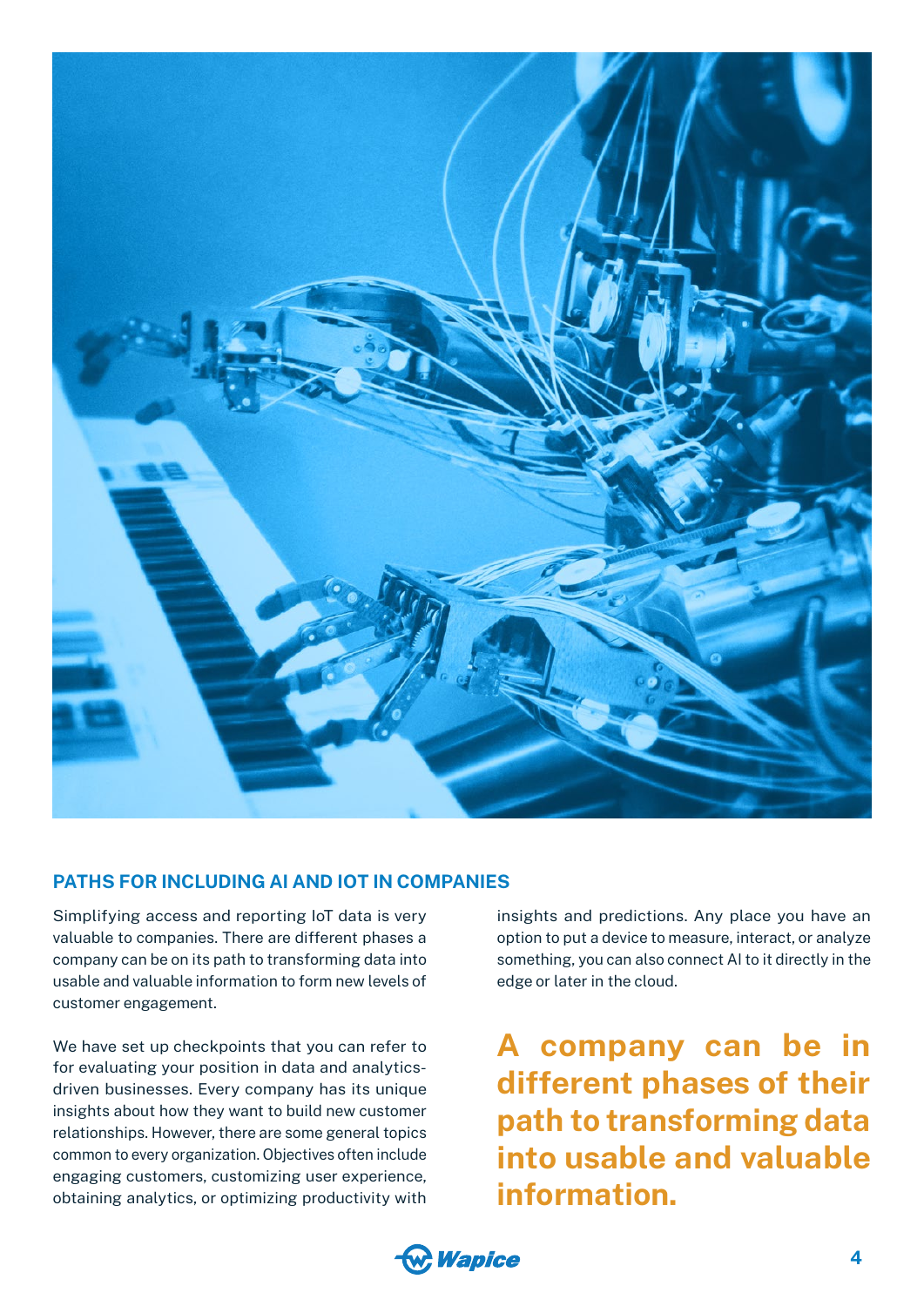## PATHS FOR INCLUDING AI AND IOT IN COMPANIES

Simplifying access and reporting IoT data is very valuable to companies. There are different phases a company can be on its path to transforming data into usable and valuable information to form new levels of customer engagement.

We have set up checkpoints that you can refer to for evaluating your position in data and analytics-driven businesses. Every company has its unique insights about how they want to build new customer relationships. However, there are some general topics common to every organization. Objectives often include engaging customers, customizing user experience, obtaining analytics, or optimizing productivity with insights and predictions. Any place you have an option to put a device to measure, interact, or analyze something, you can also connect AI to it directly in the edge or later in the cloud.

**A company can be in different phases of their path to transforming data into usable and valuable information.**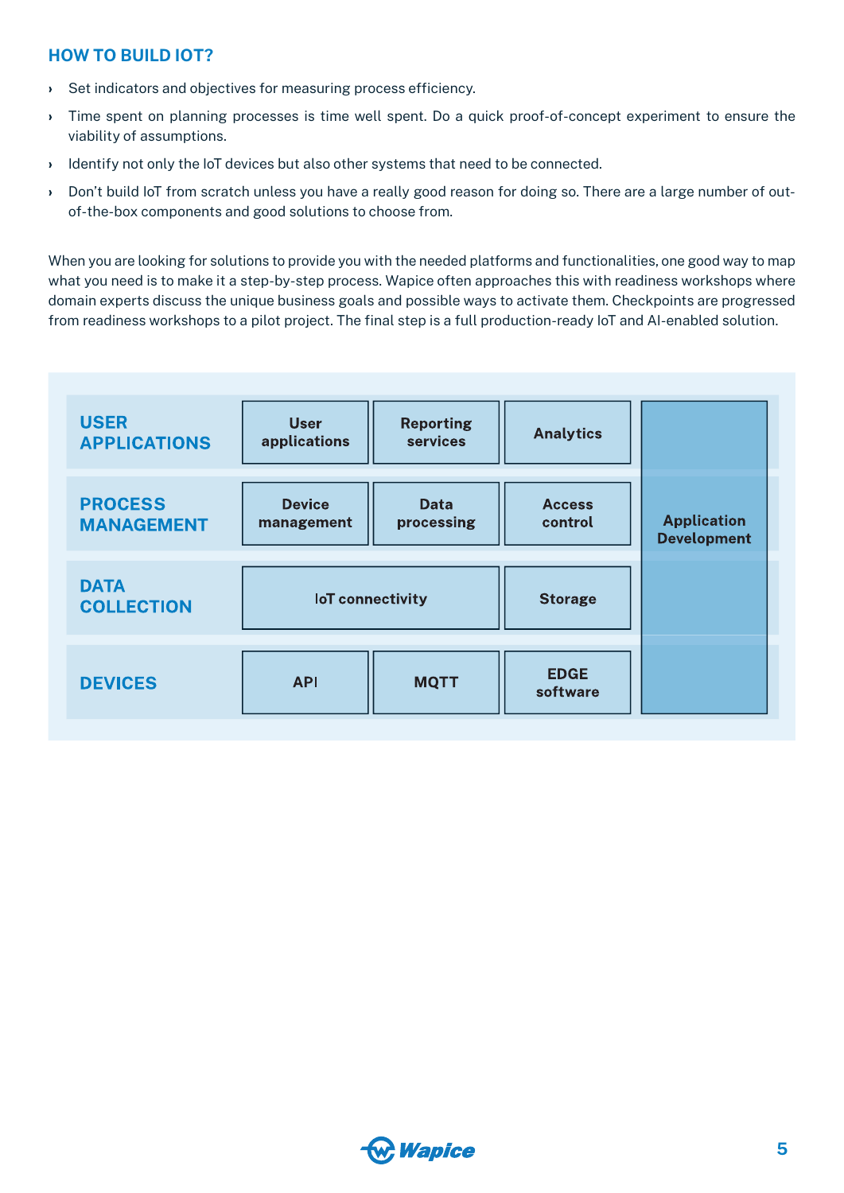## HOW TO BUILD IOT?

- Set indicators and objectives for measuring process efficiency.
- Time spent on planning processes is time well spent. Do a quick proof-of-concept experiment to ensure the viability of assumptions.
- Identify not only the IoT devices but also other systems that need to be connected.
- Don't build IoT from scratch unless you have a really good reason for doing so. There are a large number of out-of-the-box components and good solutions to choose from.

When you are looking for solutions to provide you with the needed platforms and functionalities, one good way to map what you need is to make it a step-by-step process. Wapice often approaches this with readiness workshops where domain experts discuss the unique business goals and possible ways to activate them. Checkpoints are progressed from readiness workshops to a pilot project. The final step is a full production-ready IoT and AI-enabled solution.

| | | | | |
|---|---|---|---|---|
| **USER APPLICATIONS** | User applications | Reporting services | Analytics | Application Development |
| **PROCESS MANAGEMENT** | Device management | Data processing | Access control | |
| **DATA COLLECTION** | IoT connectivity | | Storage | |
| **DEVICES** | API | MQTT | EDGE software | |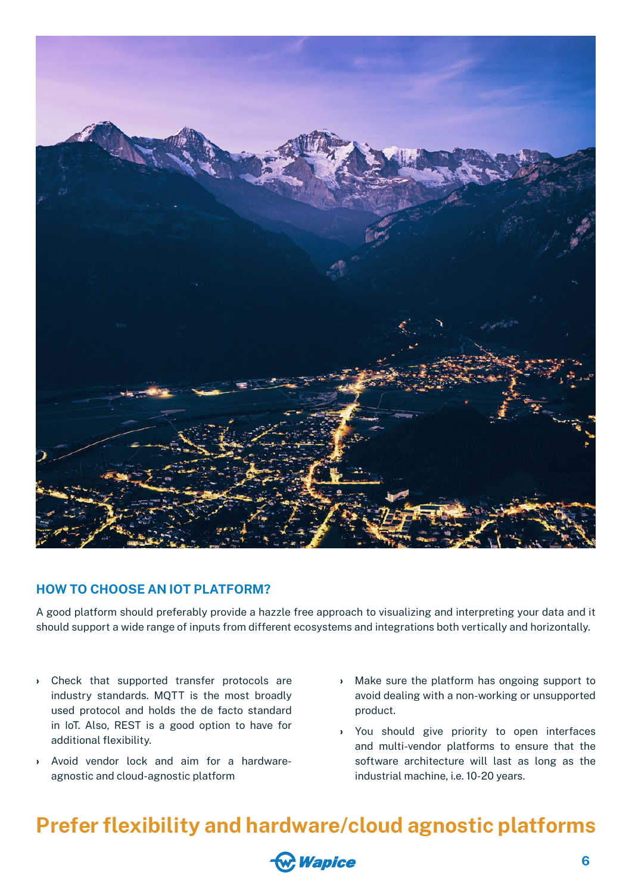## HOW TO CHOOSE AN IOT PLATFORM?

A good platform should preferably provide a hazzle free approach to visualizing and interpreting your data and it should support a wide range of inputs from different ecosystems and integrations both vertically and horizontally.

- Check that supported transfer protocols are industry standards. MQTT is the most broadly used protocol and holds the de facto standard in IoT. Also, REST is a good option to have for additional flexibility.
- Avoid vendor lock and aim for a hardware-agnostic and cloud-agnostic platform
- Make sure the platform has ongoing support to avoid dealing with a non-working or unsupported product.
- You should give priority to open interfaces and multi-vendor platforms to ensure that the software architecture will last as long as the industrial machine, i.e. 10-20 years.

# Prefer flexibility and hardware/cloud agnostic platforms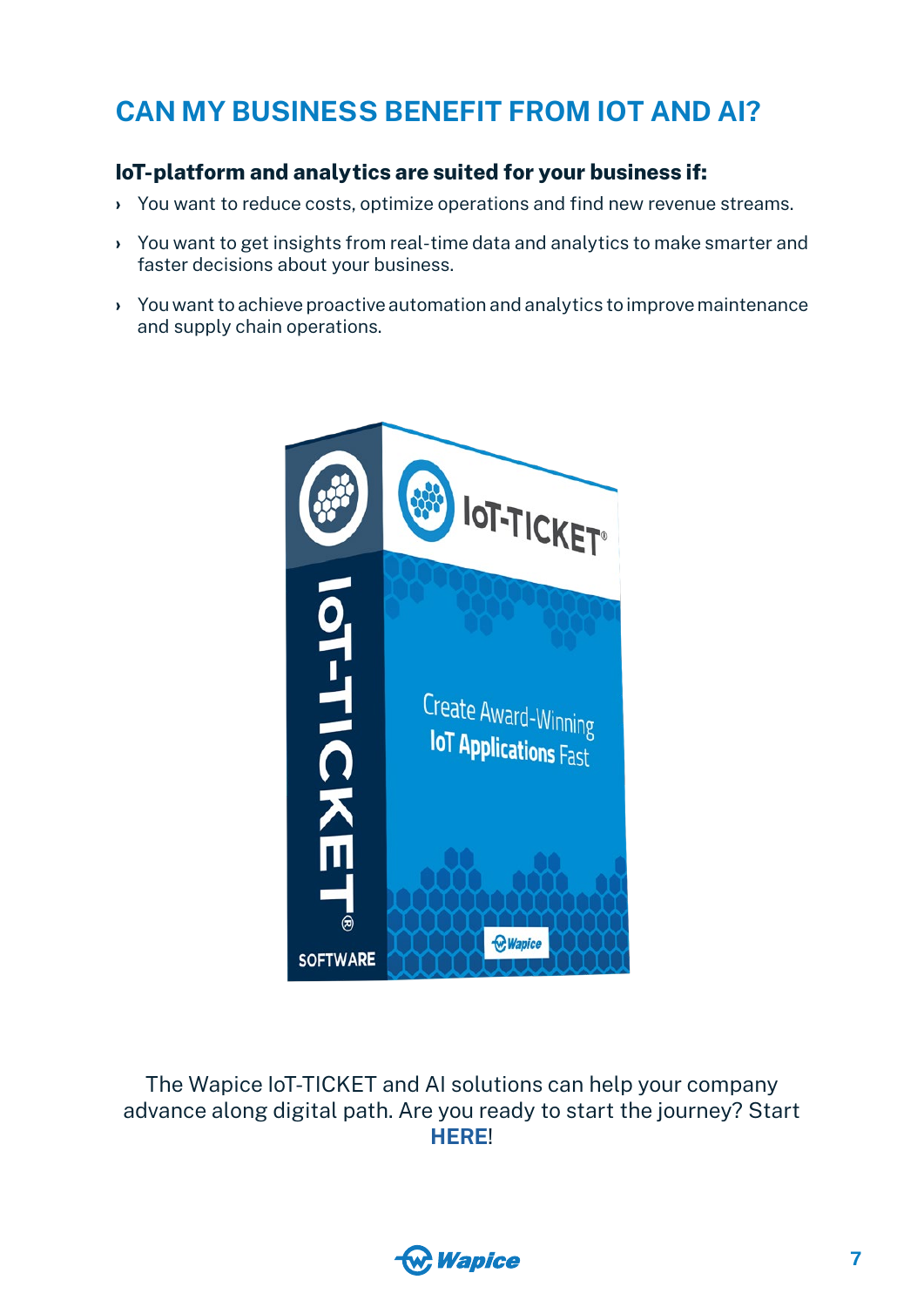## CAN MY BUSINESS BENEFIT FROM IOT AND AI?

**IoT-platform and analytics are suited for your business if:**

- You want to reduce costs, optimize operations and find new revenue streams.
- You want to get insights from real-time data and analytics to make smarter and faster decisions about your business.
- You want to achieve proactive automation and analytics to improve maintenance and supply chain operations.

The Wapice IoT-TICKET and AI solutions can help your company advance along digital path. Are you ready to start the journey? Start **HERE**!